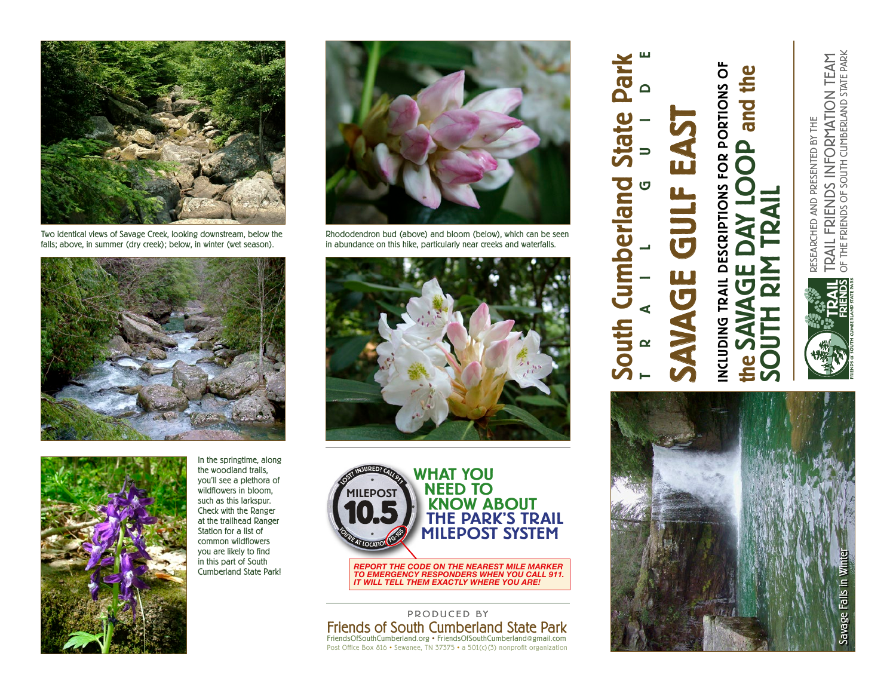# South Cumberland State Park

TRAIL GUIDE

# SAVAGE GULF EAST

## INCLUDING TRAIL DESCRIPTIONS FOR PORTIONS OF the SAVAGE DAY LOOP and the SOUTH RIM TRAIL

RESEARCHED AND PRESENTED BY THE TRAIL FRIENDS INFORMATION TEAM OF THE FRIENDS OF SOUTH CUMBERLAND STATE PARK

Savage Falls in Winter

Two identical views of Savage Creek, looking downstream, below the falls; above, in summer (dry creek); below, in winter (wet season).

In the springtime, along the woodland trails, you'll see a plethora of wildflowers in bloom, such as this larkspur. Check with the Ranger at the trailhead Ranger Station for a list of common wildflowers you are likely to find in this part of South Cumberland State Park!

Rhododendron bud (above) and bloom (below), which can be seen in abundance on this hike, particularly near creeks and waterfalls.

LOST? INJURED? CALL 911 · MILEPOST 10.5 · YOU'RE AT LOCATION FG-105

## WHAT YOU NEED TO KNOW ABOUT THE PARK'S TRAIL MILEPOST SYSTEM

***REPORT THE CODE ON THE NEAREST MILE MARKER TO EMERGENCY RESPONDERS WHEN YOU CALL 911. IT WILL TELL THEM EXACTLY WHERE YOU ARE!***

PRODUCED BY

Friends of South Cumberland State Park

FriendsOfSouthCumberland.org • FriendsOfSouthCumberland@gmail.com

Post Office Box 816 • Sewanee, TN 37375 • a 501(c)(3) nonprofit organization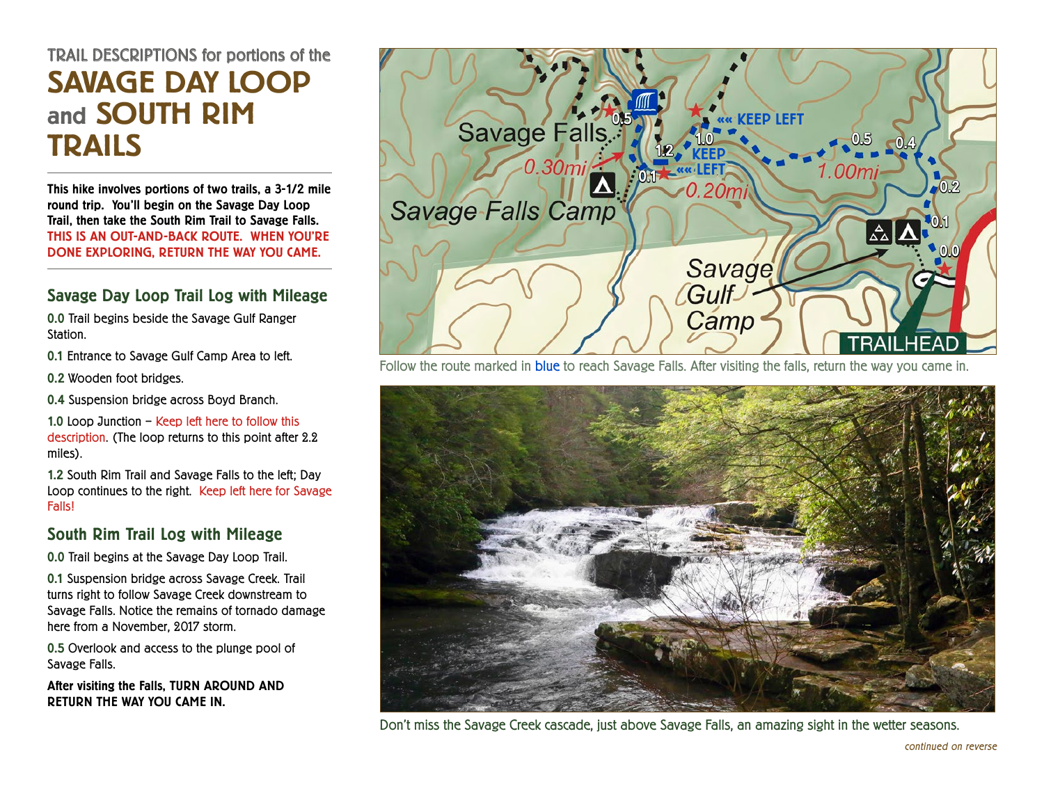TRAIL DESCRIPTIONS for portions of the

# SAVAGE DAY LOOP and SOUTH RIM TRAILS

**This hike involves portions of two trails, a 3-1/2 mile round trip. You'll begin on the Savage Day Loop Trail, then take the South Rim Trail to Savage Falls. THIS IS AN OUT-AND-BACK ROUTE. WHEN YOU'RE DONE EXPLORING, RETURN THE WAY YOU CAME.**

## Savage Day Loop Trail Log with Mileage

**0.0** Trail begins beside the Savage Gulf Ranger Station.

**0.1** Entrance to Savage Gulf Camp Area to left.

**0.2** Wooden foot bridges.

**0.4** Suspension bridge across Boyd Branch.

**1.0** Loop Junction – Keep left here to follow this description. (The loop returns to this point after 2.2 miles).

**1.2** South Rim Trail and Savage Falls to the left; Day Loop continues to the right. Keep left here for Savage Falls!

## South Rim Trail Log with Mileage

**0.0** Trail begins at the Savage Day Loop Trail.

**0.1** Suspension bridge across Savage Creek. Trail turns right to follow Savage Creek downstream to Savage Falls. Notice the remains of tornado damage here from a November, 2017 storm.

**0.5** Overlook and access to the plunge pool of Savage Falls.

**After visiting the Falls, TURN AROUND AND RETURN THE WAY YOU CAME IN.**

Savage Falls
0.5
0.30mi
Savage Falls Camp
0.1
1.2
«« KEEP LEFT
1.0
KEEP
«« LEFT
0.20mi
0.5
0.4
1.00mi
0.2
0.1
0.0
Savage Gulf Camp
TRAILHEAD

Follow the route marked in blue to reach Savage Falls. After visiting the falls, return the way you came in.

Don't miss the Savage Creek cascade, just above Savage Falls, an amazing sight in the wetter seasons.

*continued on reverse*